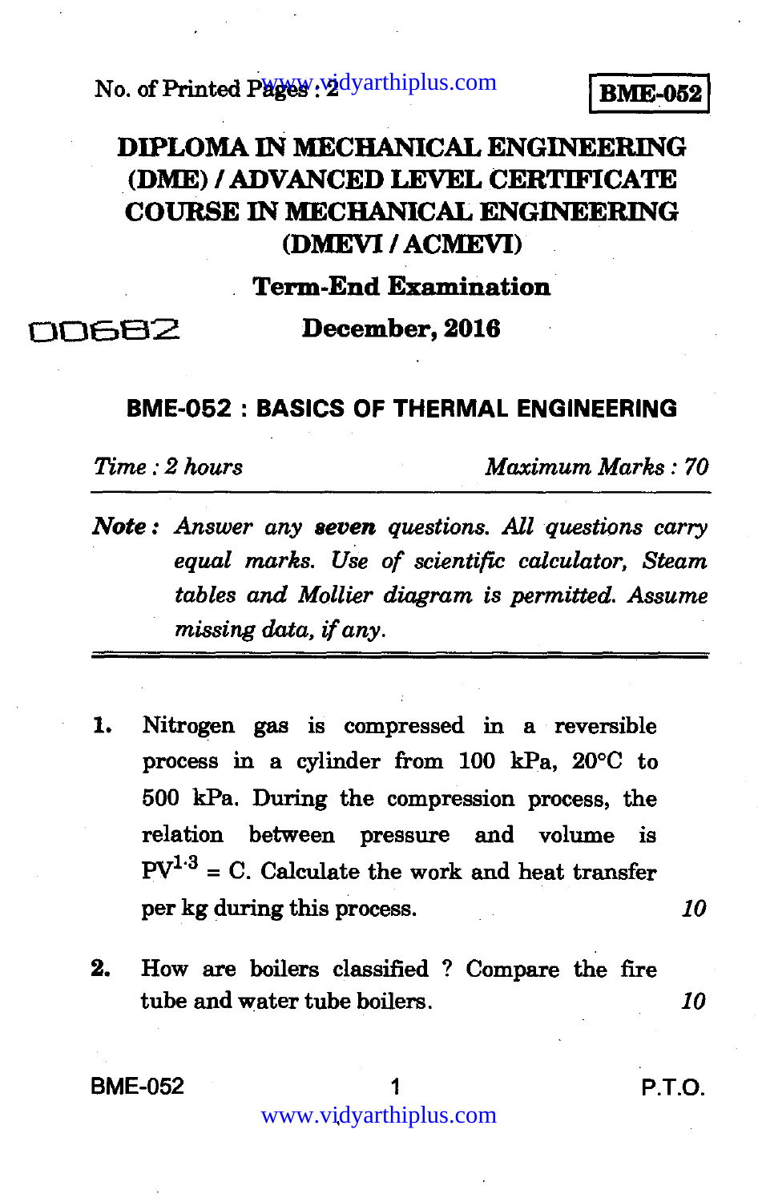No. of Printed Pages : 2

**BME-052**

# DIPLOMA IN MECHANICAL ENGINEERING (DME) / ADVANCED LEVEL CERTIFICATE COURSE IN MECHANICAL ENGINEERING (DMEVI / ACMEVI)

## Term-End Examination

00682

## December, 2016

## BME-052 : BASICS OF THERMAL ENGINEERING

*Time : 2 hours* *Maximum Marks : 70*

***Note :*** *Answer any **seven** questions. All questions carry equal marks. Use of scientific calculator, Steam tables and Mollier diagram is permitted. Assume missing data, if any.*

1. Nitrogen gas is compressed in a reversible process in a cylinder from 100 kPa, 20°C to 500 kPa. During the compression process, the relation between pressure and volume is $PV^{1.3} = C$. Calculate the work and heat transfer per kg during this process. *10*

2. How are boilers classified ? Compare the fire tube and water tube boilers. *10*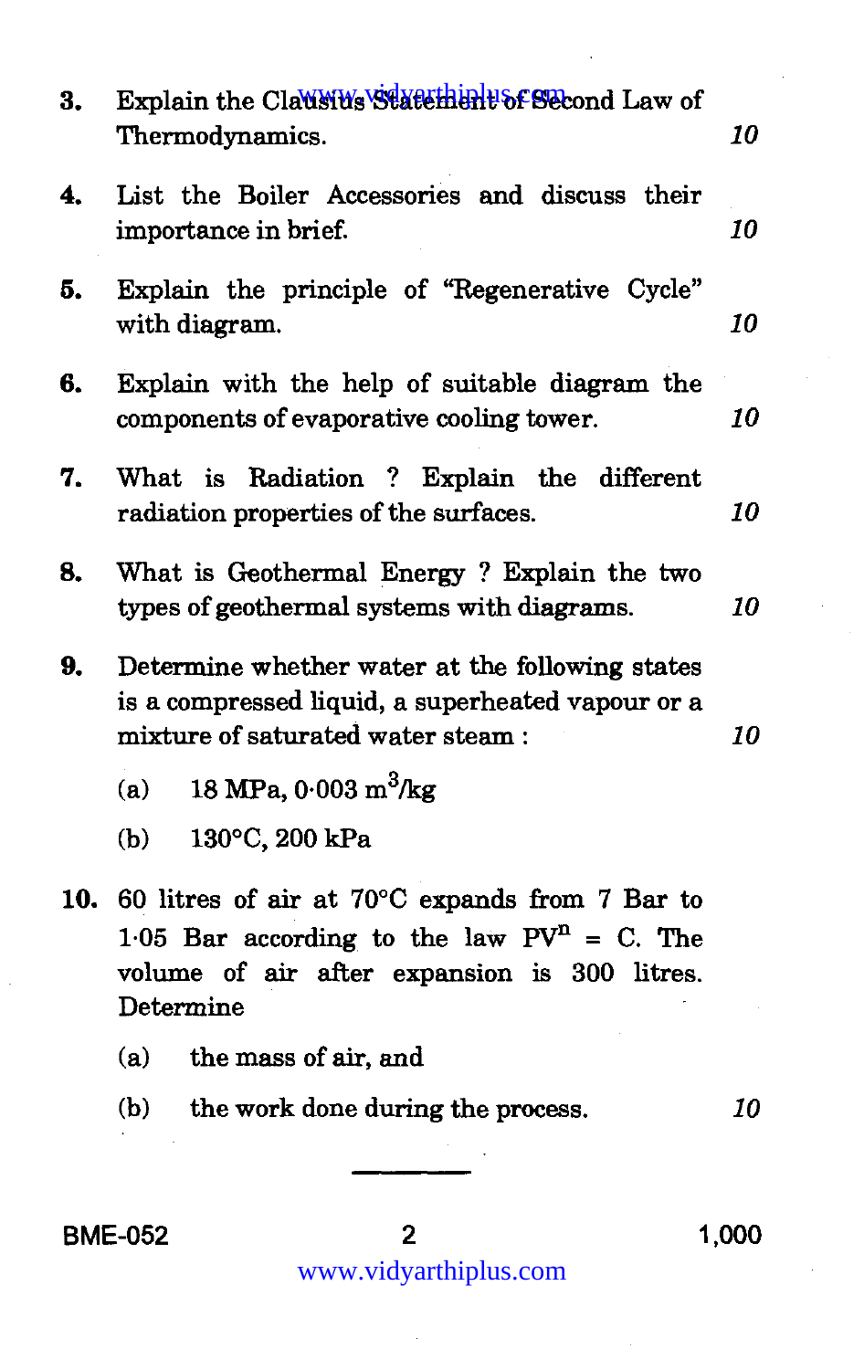3. Explain the Clausius Statement of Second Law of Thermodynamics. *10*

4. List the Boiler Accessories and discuss their importance in brief. *10*

5. Explain the principle of "Regenerative Cycle" with diagram. *10*

6. Explain with the help of suitable diagram the components of evaporative cooling tower. *10*

7. What is Radiation ? Explain the different radiation properties of the surfaces. *10*

8. What is Geothermal Energy ? Explain the two types of geothermal systems with diagrams. *10*

9. Determine whether water at the following states is a compressed liquid, a superheated vapour or a mixture of saturated water steam : *10*

   (a) 18 MPa, 0·003 $m^3/kg$

   (b) 130°C, 200 kPa

10. 60 litres of air at 70°C expands from 7 Bar to 1·05 Bar according to the law $PV^n = C$. The volume of air after expansion is 300 litres. Determine

    (a) the mass of air, and

    (b) the work done during the process. *10*